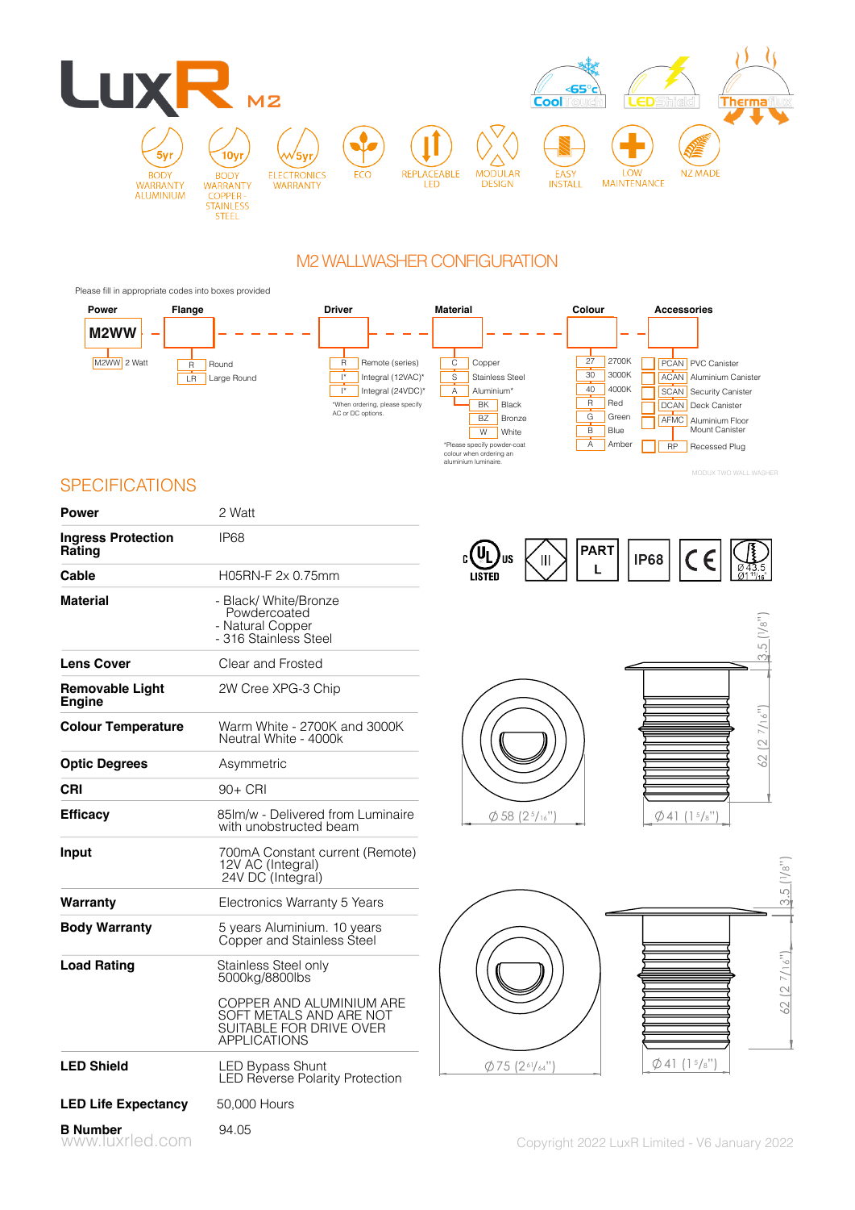# LuxR M2

CoolTouch <65°c | LEDShield | Thermaflux

5yr BODY WARRANTY ALUMINIUM | 10yr BODY WARRANTY COPPER - STAINLESS STEEL | 5yr ELECTRONICS WARRANTY | ECO | REPLACEABLE LED | MODULAR DESIGN | EASY INSTALL | LOW MAINTENANCE | NZ MADE

## M2 WALLWASHER CONFIGURATION

Please fill in appropriate codes into boxes provided

**Power**: M2WW

| Code | Description |
|---|---|
| M2WW | 2 Watt |

**Flange**

| Code | Description |
|---|---|
| R | Round |
| LR | Large Round |

**Driver**

| Code | Description |
|---|---|
| R | Remote (series) |
| I* | Integral (12VAC)* |
| I* | Integral (24VDC)* |

*When ordering, please specify AC or DC options.

**Material**

| Code | Description |
|---|---|
| C | Copper |
| S | Stainless Steel |
| A | Aluminium* |
| BK | Black |
| BZ | Bronze |
| W | White |

*Please specify powder-coat colour when ordering an aluminium luminaire.

**Colour**

| Code | Description |
|---|---|
| 27 | 2700K |
| 30 | 3000K |
| 40 | 4000K |
| R | Red |
| G | Green |
| B | Blue |
| A | Amber |

**Accessories**

| Code | Description |
|---|---|
| PCAN | PVC Canister |
| ACAN | Aluminium Canister |
| SCAN | Security Canister |
| DCAN | Deck Canister |
| AFMC | Aluminium Floor Mount Canister |
| RP | Recessed Plug |

MODUX TWO WALL WASHER

## SPECIFICATIONS

| | |
|---|---|
| **Power** | 2 Watt |
| **Ingress Protection Rating** | IP68 |
| **Cable** | H05RN-F 2x 0.75mm |
| **Material** | - Black/ White/Bronze Powdercoated<br>- Natural Copper<br>- 316 Stainless Steel |
| **Lens Cover** | Clear and Frosted |
| **Removable Light Engine** | 2W Cree XPG-3 Chip |
| **Colour Temperature** | Warm White - 2700K and 3000K<br>Neutral White - 4000k |
| **Optic Degrees** | Asymmetric |
| **CRI** | 90+ CRI |
| **Efficacy** | 85lm/w - Delivered from Luminaire with unobstructed beam |
| **Input** | 700mA Constant current (Remote)<br>12V AC (Integral)<br>24V DC (Integral) |
| **Warranty** | Electronics Warranty 5 Years |
| **Body Warranty** | 5 years Aluminium. 10 years Copper and Stainless Steel |
| **Load Rating** | Stainless Steel only 5000kg/8800lbs<br><br>COPPER AND ALUMINIUM ARE SOFT METALS AND ARE NOT SUITABLE FOR DRIVE OVER APPLICATIONS |
| **LED Shield** | LED Bypass Shunt<br>LED Reverse Polarity Protection |
| **LED Life Expectancy** | 50,000 Hours |
| **B Number** | 94.05 |

c UL us LISTED | III | PART L | IP68 | CE | Ø43.5 Ø1 11/16

Dimensions: Ø 58 (2 5/16") ; Ø 41 (1 5/8") ; 3.5 (1/8") ; 62 (2 7/16")

Dimensions: Ø 75 (2 61/64") ; Ø 41 (1 5/8") ; 3.5 (1/8") ; 62 (2 7/16")

www.luxrled.com

Copyright 2022 LuxR Limited - V6 January 2022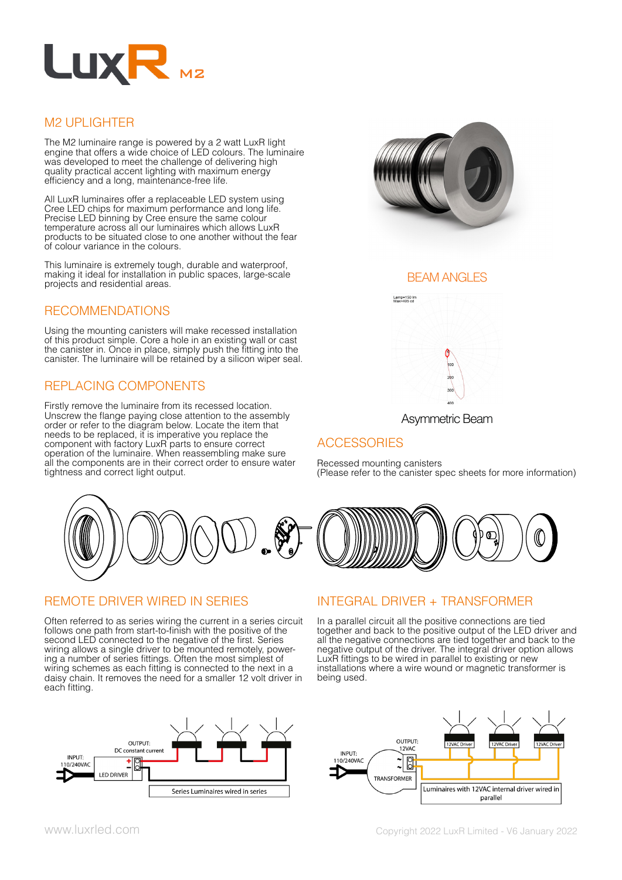# LuxR M2

## M2 UPLIGHTER

The M2 luminaire range is powered by a 2 watt LuxR light engine that offers a wide choice of LED colours. The luminaire was developed to meet the challenge of delivering high quality practical accent lighting with maximum energy efficiency and a long, maintenance-free life.

All LuxR luminaires offer a replaceable LED system using Cree LED chips for maximum performance and long life. Precise LED binning by Cree ensure the same colour temperature across all our luminaires which allows LuxR products to be situated close to one another without the fear of colour variance in the colours.

This luminaire is extremely tough, durable and waterproof, making it ideal for installation in public spaces, large-scale projects and residential areas.

## RECOMMENDATIONS

Using the mounting canisters will make recessed installation of this product simple. Core a hole in an existing wall or cast the canister in. Once in place, simply push the fitting into the canister. The luminaire will be retained by a silicon wiper seal.

## REPLACING COMPONENTS

Firstly remove the luminaire from its recessed location. Unscrew the flange paying close attention to the assembly order or refer to the diagram below. Locate the item that needs to be replaced, it is imperative you replace the component with factory LuxR parts to ensure correct operation of the luminaire. When reassembling make sure all the components are in their correct order to ensure water tightness and correct light output.

## BEAM ANGLES

Lamp=150 lm
Max=405 cd

100
200
300
400

Asymmetric Beam

## ACCESSORIES

Recessed mounting canisters
(Please refer to the canister spec sheets for more information)

## REMOTE DRIVER WIRED IN SERIES

Often referred to as series wiring the current in a series circuit follows one path from start-to-finish with the positive of the second LED connected to the negative of the first. Series wiring allows a single driver to be mounted remotely, powering a number of series fittings. Often the most simplest of wiring schemes as each fitting is connected to the next in a daisy chain. It removes the need for a smaller 12 volt driver in each fitting.

INPUT: 110/240VAC
OUTPUT: DC constant current
LED DRIVER
Series Luminaires wired in series

## INTEGRAL DRIVER + TRANSFORMER

In a parallel circuit all the positive connections are tied together and back to the positive output of the LED driver and all the negative connections are tied together and back to the negative output of the driver. The integral driver option allows LuxR fittings to be wired in parallel to existing or new installations where a wire wound or magnetic transformer is being used.

INPUT: 110/240VAC
OUTPUT: 12VAC
TRANSFORMER
12VAC Driver
12VAC Driver
12VAC Driver
Luminaires with 12VAC internal driver wired in parallel

www.luxrled.com

Copyright 2022 LuxR Limited - V6 January 2022